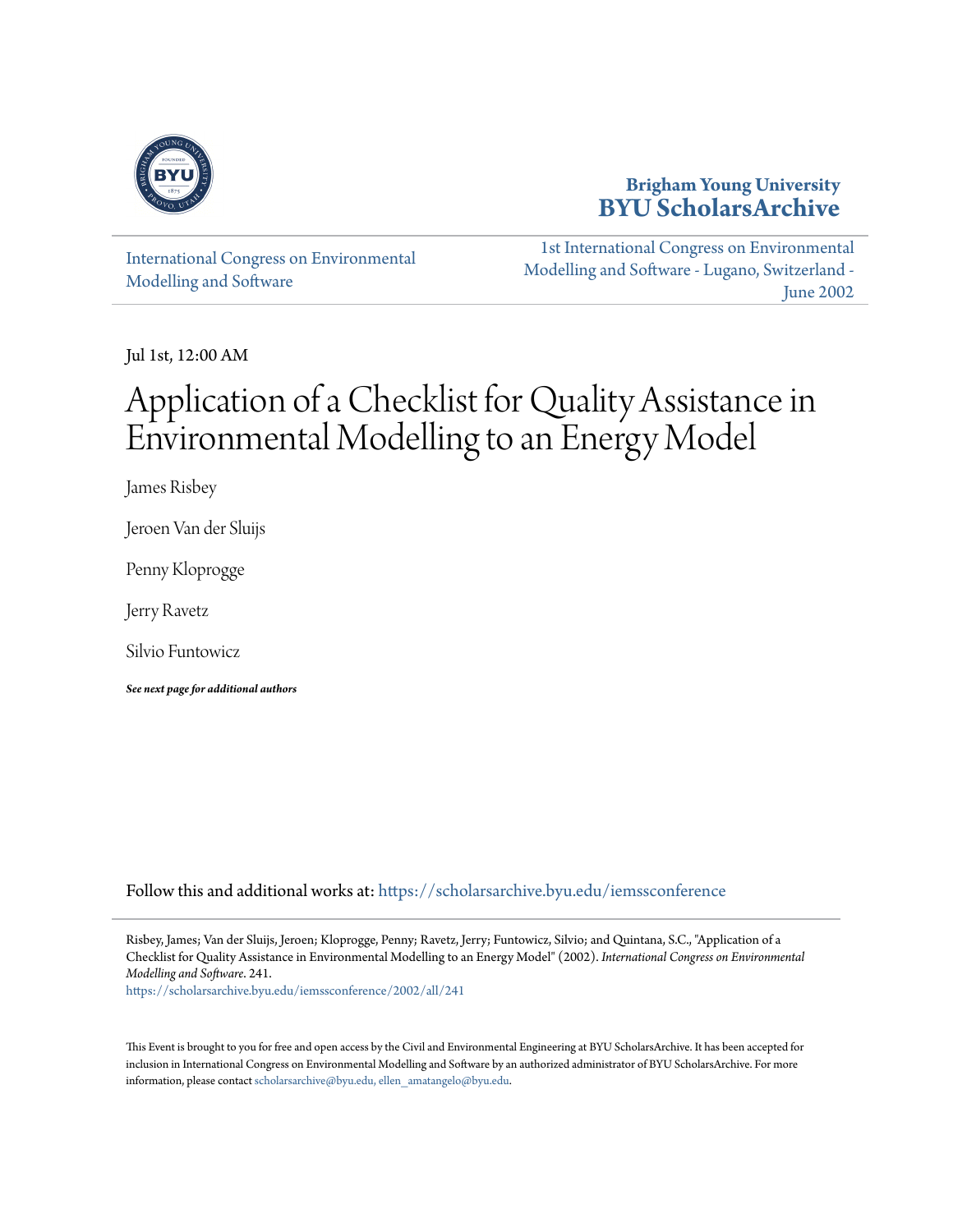Brigham Young University
**BYU ScholarsArchive**

International Congress on Environmental Modelling and Software

1st International Congress on Environmental Modelling and Software - Lugano, Switzerland - June 2002

Jul 1st, 12:00 AM

# Application of a Checklist for Quality Assistance in Environmental Modelling to an Energy Model

James Risbey

Jeroen Van der Sluijs

Penny Kloprogge

Jerry Ravetz

Silvio Funtowicz

***See next page for additional authors***

Follow this and additional works at: https://scholarsarchive.byu.edu/iemssconference

Risbey, James; Van der Sluijs, Jeroen; Kloprogge, Penny; Ravetz, Jerry; Funtowicz, Silvio; and Quintana, S.C., "Application of a Checklist for Quality Assistance in Environmental Modelling to an Energy Model" (2002). *International Congress on Environmental Modelling and Software*. 241.
https://scholarsarchive.byu.edu/iemssconference/2002/all/241

This Event is brought to you for free and open access by the Civil and Environmental Engineering at BYU ScholarsArchive. It has been accepted for inclusion in International Congress on Environmental Modelling and Software by an authorized administrator of BYU ScholarsArchive. For more information, please contact scholarsarchive@byu.edu, ellen_amatangelo@byu.edu.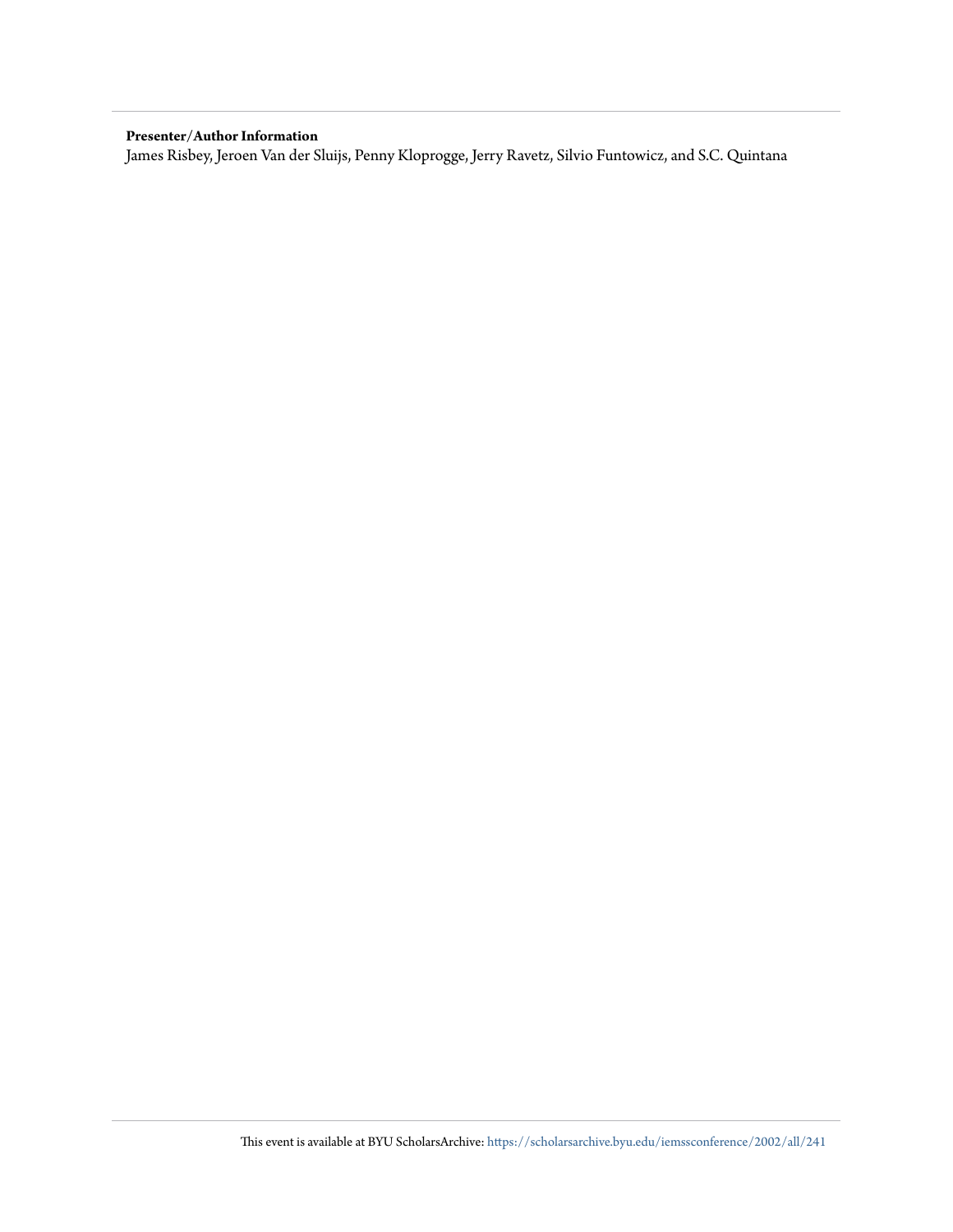**Presenter/Author Information**

James Risbey, Jeroen Van der Sluijs, Penny Kloprogge, Jerry Ravetz, Silvio Funtowicz, and S.C. Quintana

This event is available at BYU ScholarsArchive: https://scholarsarchive.byu.edu/iemssconference/2002/all/241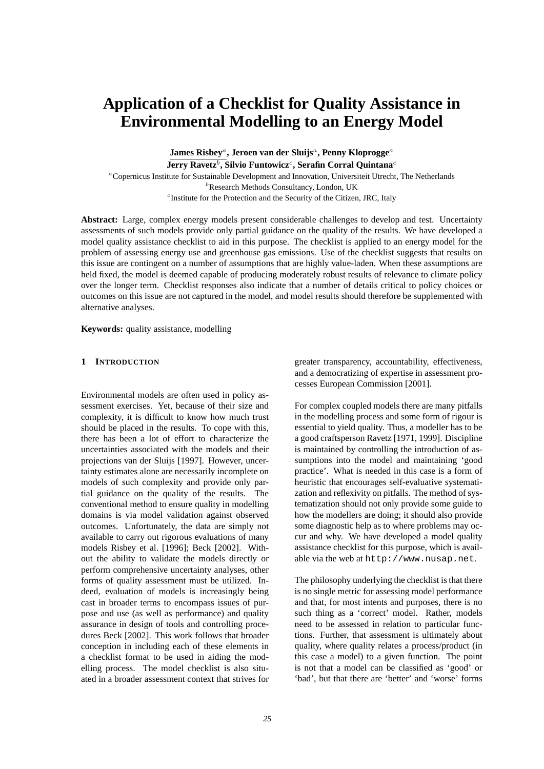# Application of a Checklist for Quality Assistance in Environmental Modelling to an Energy Model

**James Risbey**[a], **Jeroen van der Sluijs**[a], **Penny Kloprogge**[a]
**Jerry Ravetz**[b], **Silvio Funtowicz**[c], **Serafin Corral Quintana**[c]

[a] Copernicus Institute for Sustainable Development and Innovation, Universiteit Utrecht, The Netherlands
[b] Research Methods Consultancy, London, UK
[c] Institute for the Protection and the Security of the Citizen, JRC, Italy

**Abstract:** Large, complex energy models present considerable challenges to develop and test. Uncertainty assessments of such models provide only partial guidance on the quality of the results. We have developed a model quality assistance checklist to aid in this purpose. The checklist is applied to an energy model for the problem of assessing energy use and greenhouse gas emissions. Use of the checklist suggests that results on this issue are contingent on a number of assumptions that are highly value-laden. When these assumptions are held fixed, the model is deemed capable of producing moderately robust results of relevance to climate policy over the longer term. Checklist responses also indicate that a number of details critical to policy choices or outcomes on this issue are not captured in the model, and model results should therefore be supplemented with alternative analyses.

**Keywords:** quality assistance, modelling

## 1 Introduction

Environmental models are often used in policy assessment exercises. Yet, because of their size and complexity, it is difficult to know how much trust should be placed in the results. To cope with this, there has been a lot of effort to characterize the uncertainties associated with the models and their projections van der Sluijs [1997]. However, uncertainty estimates alone are necessarily incomplete on models of such complexity and provide only partial guidance on the quality of the results. The conventional method to ensure quality in modelling domains is via model validation against observed outcomes. Unfortunately, the data are simply not available to carry out rigorous evaluations of many models Risbey et al. [1996]; Beck [2002]. Without the ability to validate the models directly or perform comprehensive uncertainty analyses, other forms of quality assessment must be utilized. Indeed, evaluation of models is increasingly being cast in broader terms to encompass issues of purpose and use (as well as performance) and quality assurance in design of tools and controlling procedures Beck [2002]. This work follows that broader conception in including each of these elements in a checklist format to be used in aiding the modelling process. The model checklist is also situated in a broader assessment context that strives for greater transparency, accountability, effectiveness, and a democratizing of expertise in assessment processes European Commission [2001].

For complex coupled models there are many pitfalls in the modelling process and some form of rigour is essential to yield quality. Thus, a modeller has to be a good craftsperson Ravetz [1971, 1999]. Discipline is maintained by controlling the introduction of assumptions into the model and maintaining 'good practice'. What is needed in this case is a form of heuristic that encourages self-evaluative systematization and reflexivity on pitfalls. The method of systematization should not only provide some guide to how the modellers are doing; it should also provide some diagnostic help as to where problems may occur and why. We have developed a model quality assistance checklist for this purpose, which is available via the web at `http://www.nusap.net`.

The philosophy underlying the checklist is that there is no single metric for assessing model performance and that, for most intents and purposes, there is no such thing as a 'correct' model. Rather, models need to be assessed in relation to particular functions. Further, that assessment is ultimately about quality, where quality relates a process/product (in this case a model) to a given function. The point is not that a model can be classified as 'good' or 'bad', but that there are 'better' and 'worse' forms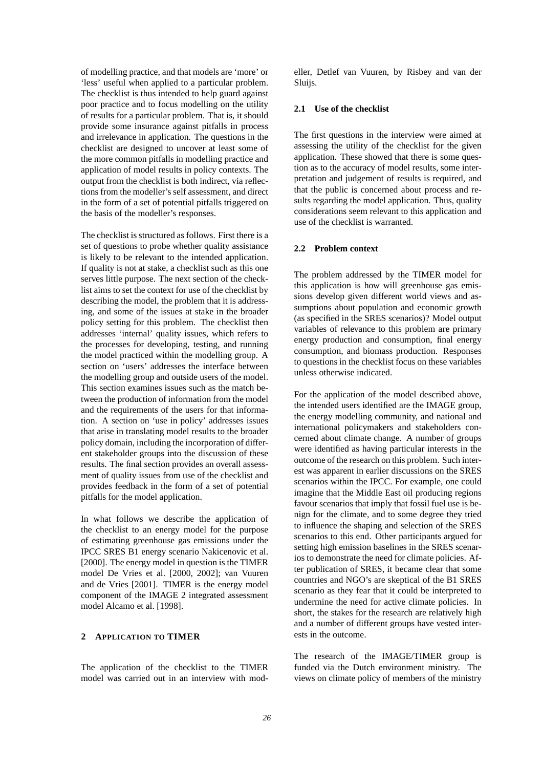of modelling practice, and that models are 'more' or 'less' useful when applied to a particular problem. The checklist is thus intended to help guard against poor practice and to focus modelling on the utility of results for a particular problem. That is, it should provide some insurance against pitfalls in process and irrelevance in application. The questions in the checklist are designed to uncover at least some of the more common pitfalls in modelling practice and application of model results in policy contexts. The output from the checklist is both indirect, via reflections from the modeller's self assessment, and direct in the form of a set of potential pitfalls triggered on the basis of the modeller's responses.

The checklist is structured as follows. First there is a set of questions to probe whether quality assistance is likely to be relevant to the intended application. If quality is not at stake, a checklist such as this one serves little purpose. The next section of the checklist aims to set the context for use of the checklist by describing the model, the problem that it is addressing, and some of the issues at stake in the broader policy setting for this problem. The checklist then addresses 'internal' quality issues, which refers to the processes for developing, testing, and running the model practiced within the modelling group. A section on 'users' addresses the interface between the modelling group and outside users of the model. This section examines issues such as the match between the production of information from the model and the requirements of the users for that information. A section on 'use in policy' addresses issues that arise in translating model results to the broader policy domain, including the incorporation of different stakeholder groups into the discussion of these results. The final section provides an overall assessment of quality issues from use of the checklist and provides feedback in the form of a set of potential pitfalls for the model application.

In what follows we describe the application of the checklist to an energy model for the purpose of estimating greenhouse gas emissions under the IPCC SRES B1 energy scenario Nakicenovic et al. [2000]. The energy model in question is the TIMER model De Vries et al. [2000, 2002]; van Vuuren and de Vries [2001]. TIMER is the energy model component of the IMAGE 2 integrated assessment model Alcamo et al. [1998].

## 2 APPLICATION TO TIMER

The application of the checklist to the TIMER model was carried out in an interview with modeller, Detlef van Vuuren, by Risbey and van der Sluijs.

### 2.1 Use of the checklist

The first questions in the interview were aimed at assessing the utility of the checklist for the given application. These showed that there is some question as to the accuracy of model results, some interpretation and judgement of results is required, and that the public is concerned about process and results regarding the model application. Thus, quality considerations seem relevant to this application and use of the checklist is warranted.

### 2.2 Problem context

The problem addressed by the TIMER model for this application is how will greenhouse gas emissions develop given different world views and assumptions about population and economic growth (as specified in the SRES scenarios)? Model output variables of relevance to this problem are primary energy production and consumption, final energy consumption, and biomass production. Responses to questions in the checklist focus on these variables unless otherwise indicated.

For the application of the model described above, the intended users identified are the IMAGE group, the energy modelling community, and national and international policymakers and stakeholders concerned about climate change. A number of groups were identified as having particular interests in the outcome of the research on this problem. Such interest was apparent in earlier discussions on the SRES scenarios within the IPCC. For example, one could imagine that the Middle East oil producing regions favour scenarios that imply that fossil fuel use is benign for the climate, and to some degree they tried to influence the shaping and selection of the SRES scenarios to this end. Other participants argued for setting high emission baselines in the SRES scenarios to demonstrate the need for climate policies. After publication of SRES, it became clear that some countries and NGO's are skeptical of the B1 SRES scenario as they fear that it could be interpreted to undermine the need for active climate policies. In short, the stakes for the research are relatively high and a number of different groups have vested interests in the outcome.

The research of the IMAGE/TIMER group is funded via the Dutch environment ministry. The views on climate policy of members of the ministry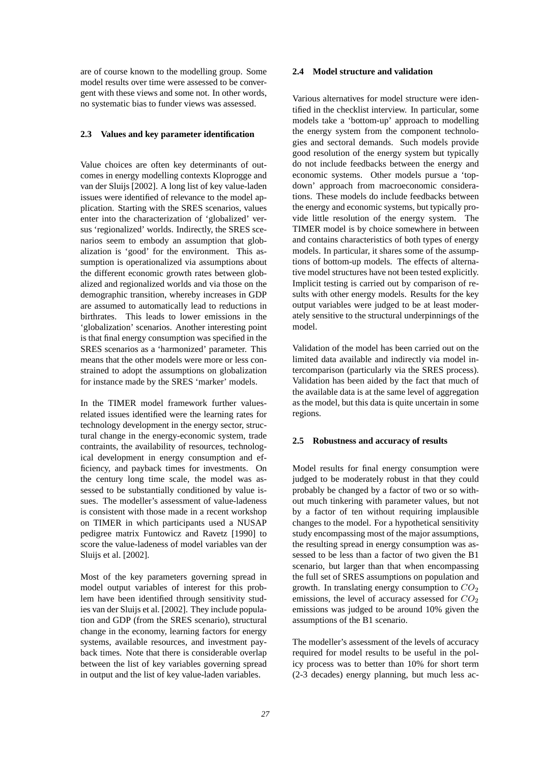are of course known to the modelling group. Some model results over time were assessed to be convergent with these views and some not. In other words, no systematic bias to funder views was assessed.

### 2.3 Values and key parameter identification

Value choices are often key determinants of outcomes in energy modelling contexts Kloprogge and van der Sluijs [2002]. A long list of key value-laden issues were identified of relevance to the model application. Starting with the SRES scenarios, values enter into the characterization of 'globalized' versus 'regionalized' worlds. Indirectly, the SRES scenarios seem to embody an assumption that globalization is 'good' for the environment. This assumption is operationalized via assumptions about the different economic growth rates between globalized and regionalized worlds and via those on the demographic transition, whereby increases in GDP are assumed to automatically lead to reductions in birthrates. This leads to lower emissions in the 'globalization' scenarios. Another interesting point is that final energy consumption was specified in the SRES scenarios as a 'harmonized' parameter. This means that the other models were more or less constrained to adopt the assumptions on globalization for instance made by the SRES 'marker' models.

In the TIMER model framework further values-related issues identified were the learning rates for technology development in the energy sector, structural change in the energy-economic system, trade contraints, the availability of resources, technological development in energy consumption and efficiency, and payback times for investments. On the century long time scale, the model was assessed to be substantially conditioned by value issues. The modeller's assessment of value-ladeness is consistent with those made in a recent workshop on TIMER in which participants used a NUSAP pedigree matrix Funtowicz and Ravetz [1990] to score the value-ladeness of model variables van der Sluijs et al. [2002].

Most of the key parameters governing spread in model output variables of interest for this problem have been identified through sensitivity studies van der Sluijs et al. [2002]. They include population and GDP (from the SRES scenario), structural change in the economy, learning factors for energy systems, available resources, and investment payback times. Note that there is considerable overlap between the list of key variables governing spread in output and the list of key value-laden variables.

### 2.4 Model structure and validation

Various alternatives for model structure were identified in the checklist interview. In particular, some models take a 'bottom-up' approach to modelling the energy system from the component technologies and sectoral demands. Such models provide good resolution of the energy system but typically do not include feedbacks between the energy and economic systems. Other models pursue a 'top-down' approach from macroeconomic considerations. These models do include feedbacks between the energy and economic systems, but typically provide little resolution of the energy system. The TIMER model is by choice somewhere in between and contains characteristics of both types of energy models. In particular, it shares some of the assumptions of bottom-up models. The effects of alternative model structures have not been tested explicitly. Implicit testing is carried out by comparison of results with other energy models. Results for the key output variables were judged to be at least moderately sensitive to the structural underpinnings of the model.

Validation of the model has been carried out on the limited data available and indirectly via model intercomparison (particularly via the SRES process). Validation has been aided by the fact that much of the available data is at the same level of aggregation as the model, but this data is quite uncertain in some regions.

### 2.5 Robustness and accuracy of results

Model results for final energy consumption were judged to be moderately robust in that they could probably be changed by a factor of two or so without much tinkering with parameter values, but not by a factor of ten without requiring implausible changes to the model. For a hypothetical sensitivity study encompassing most of the major assumptions, the resulting spread in energy consumption was assessed to be less than a factor of two given the B1 scenario, but larger than that when encompassing the full set of SRES assumptions on population and growth. In translating energy consumption to $CO_2$ emissions, the level of accuracy assessed for $CO_2$ emissions was judged to be around 10% given the assumptions of the B1 scenario.

The modeller's assessment of the levels of accuracy required for model results to be useful in the policy process was to better than 10% for short term (2-3 decades) energy planning, but much less ac-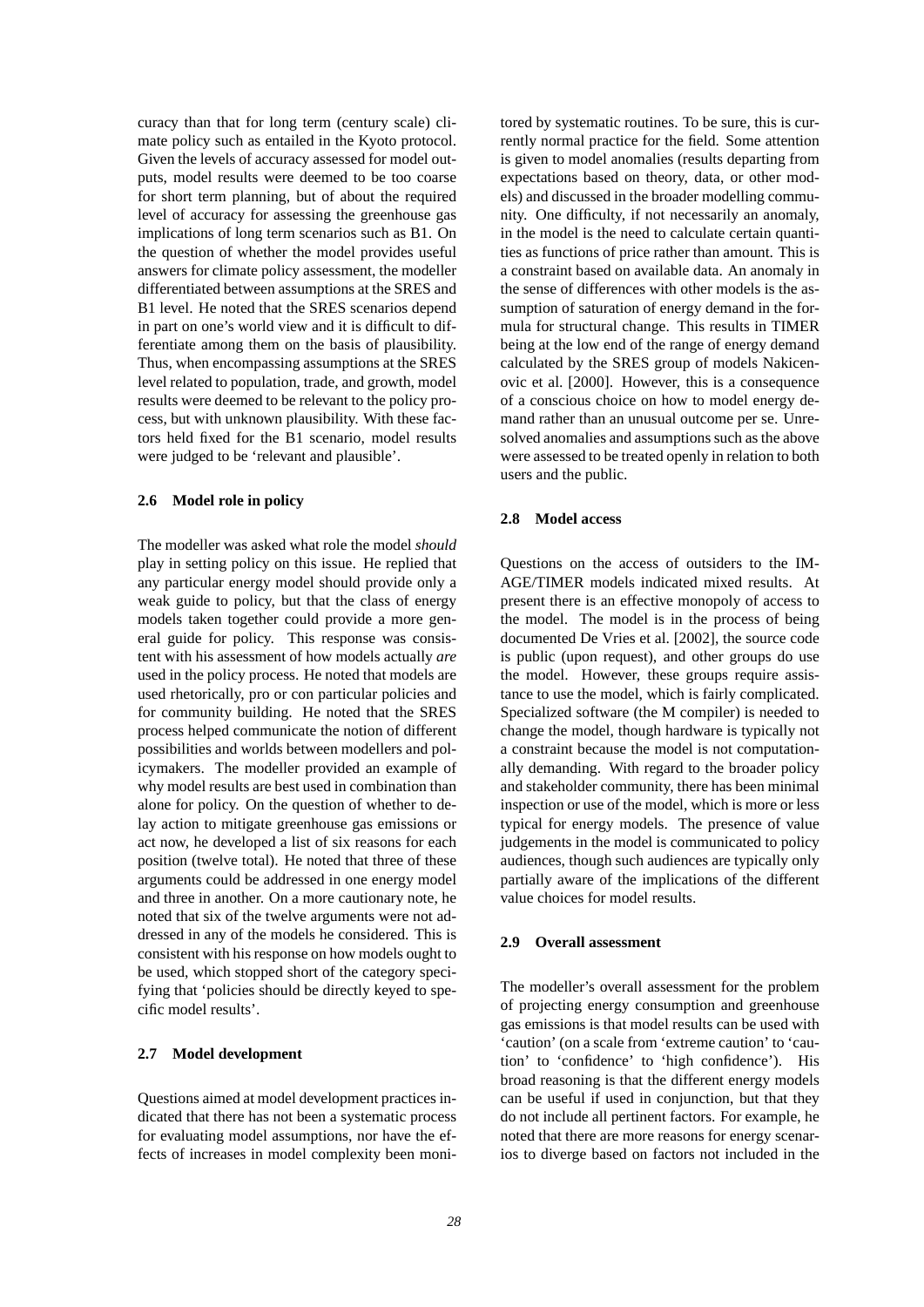curacy than that for long term (century scale) climate policy such as entailed in the Kyoto protocol. Given the levels of accuracy assessed for model outputs, model results were deemed to be too coarse for short term planning, but of about the required level of accuracy for assessing the greenhouse gas implications of long term scenarios such as B1. On the question of whether the model provides useful answers for climate policy assessment, the modeller differentiated between assumptions at the SRES and B1 level. He noted that the SRES scenarios depend in part on one's world view and it is difficult to differentiate among them on the basis of plausibility. Thus, when encompassing assumptions at the SRES level related to population, trade, and growth, model results were deemed to be relevant to the policy process, but with unknown plausibility. With these factors held fixed for the B1 scenario, model results were judged to be 'relevant and plausible'.

### 2.6 Model role in policy

The modeller was asked what role the model *should* play in setting policy on this issue. He replied that any particular energy model should provide only a weak guide to policy, but that the class of energy models taken together could provide a more general guide for policy. This response was consistent with his assessment of how models actually *are* used in the policy process. He noted that models are used rhetorically, pro or con particular policies and for community building. He noted that the SRES process helped communicate the notion of different possibilities and worlds between modellers and policymakers. The modeller provided an example of why model results are best used in combination than alone for policy. On the question of whether to delay action to mitigate greenhouse gas emissions or act now, he developed a list of six reasons for each position (twelve total). He noted that three of these arguments could be addressed in one energy model and three in another. On a more cautionary note, he noted that six of the twelve arguments were not addressed in any of the models he considered. This is consistent with his response on how models ought to be used, which stopped short of the category specifying that 'policies should be directly keyed to specific model results'.

### 2.7 Model development

Questions aimed at model development practices indicated that there has not been a systematic process for evaluating model assumptions, nor have the effects of increases in model complexity been monitored by systematic routines. To be sure, this is currently normal practice for the field. Some attention is given to model anomalies (results departing from expectations based on theory, data, or other models) and discussed in the broader modelling community. One difficulty, if not necessarily an anomaly, in the model is the need to calculate certain quantities as functions of price rather than amount. This is a constraint based on available data. An anomaly in the sense of differences with other models is the assumption of saturation of energy demand in the formula for structural change. This results in TIMER being at the low end of the range of energy demand calculated by the SRES group of models Nakicenovic et al. [2000]. However, this is a consequence of a conscious choice on how to model energy demand rather than an unusual outcome per se. Unresolved anomalies and assumptions such as the above were assessed to be treated openly in relation to both users and the public.

### 2.8 Model access

Questions on the access of outsiders to the IMAGE/TIMER models indicated mixed results. At present there is an effective monopoly of access to the model. The model is in the process of being documented De Vries et al. [2002], the source code is public (upon request), and other groups do use the model. However, these groups require assistance to use the model, which is fairly complicated. Specialized software (the M compiler) is needed to change the model, though hardware is typically not a constraint because the model is not computationally demanding. With regard to the broader policy and stakeholder community, there has been minimal inspection or use of the model, which is more or less typical for energy models. The presence of value judgements in the model is communicated to policy audiences, though such audiences are typically only partially aware of the implications of the different value choices for model results.

### 2.9 Overall assessment

The modeller's overall assessment for the problem of projecting energy consumption and greenhouse gas emissions is that model results can be used with 'caution' (on a scale from 'extreme caution' to 'caution' to 'confidence' to 'high confidence'). His broad reasoning is that the different energy models can be useful if used in conjunction, but that they do not include all pertinent factors. For example, he noted that there are more reasons for energy scenarios to diverge based on factors not included in the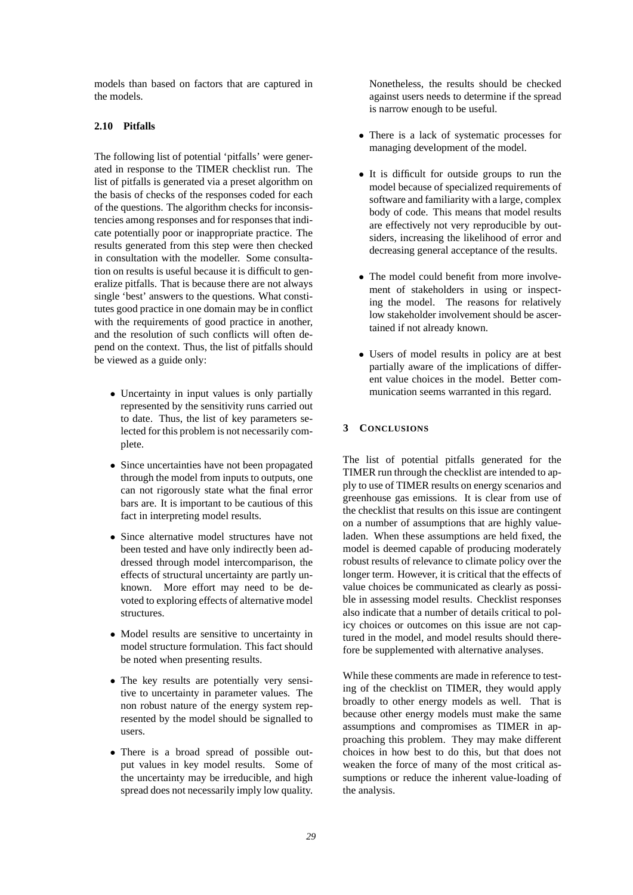models than based on factors that are captured in the models.

### 2.10 Pitfalls

The following list of potential 'pitfalls' were generated in response to the TIMER checklist run. The list of pitfalls is generated via a preset algorithm on the basis of checks of the responses coded for each of the questions. The algorithm checks for inconsistencies among responses and for responses that indicate potentially poor or inappropriate practice. The results generated from this step were then checked in consultation with the modeller. Some consultation on results is useful because it is difficult to generalize pitfalls. That is because there are not always single 'best' answers to the questions. What constitutes good practice in one domain may be in conflict with the requirements of good practice in another, and the resolution of such conflicts will often depend on the context. Thus, the list of pitfalls should be viewed as a guide only:

- Uncertainty in input values is only partially represented by the sensitivity runs carried out to date. Thus, the list of key parameters selected for this problem is not necessarily complete.
- Since uncertainties have not been propagated through the model from inputs to outputs, one can not rigorously state what the final error bars are. It is important to be cautious of this fact in interpreting model results.
- Since alternative model structures have not been tested and have only indirectly been addressed through model intercomparison, the effects of structural uncertainty are partly unknown. More effort may need to be devoted to exploring effects of alternative model structures.
- Model results are sensitive to uncertainty in model structure formulation. This fact should be noted when presenting results.
- The key results are potentially very sensitive to uncertainty in parameter values. The non robust nature of the energy system represented by the model should be signalled to users.
- There is a broad spread of possible output values in key model results. Some of the uncertainty may be irreducible, and high spread does not necessarily imply low quality. Nonetheless, the results should be checked against users needs to determine if the spread is narrow enough to be useful.
- There is a lack of systematic processes for managing development of the model.
- It is difficult for outside groups to run the model because of specialized requirements of software and familiarity with a large, complex body of code. This means that model results are effectively not very reproducible by outsiders, increasing the likelihood of error and decreasing general acceptance of the results.
- The model could benefit from more involvement of stakeholders in using or inspecting the model. The reasons for relatively low stakeholder involvement should be ascertained if not already known.
- Users of model results in policy are at best partially aware of the implications of different value choices in the model. Better communication seems warranted in this regard.

## 3 Conclusions

The list of potential pitfalls generated for the TIMER run through the checklist are intended to apply to use of TIMER results on energy scenarios and greenhouse gas emissions. It is clear from use of the checklist that results on this issue are contingent on a number of assumptions that are highly value-laden. When these assumptions are held fixed, the model is deemed capable of producing moderately robust results of relevance to climate policy over the longer term. However, it is critical that the effects of value choices be communicated as clearly as possible in assessing model results. Checklist responses also indicate that a number of details critical to policy choices or outcomes on this issue are not captured in the model, and model results should therefore be supplemented with alternative analyses.

While these comments are made in reference to testing of the checklist on TIMER, they would apply broadly to other energy models as well. That is because other energy models must make the same assumptions and compromises as TIMER in approaching this problem. They may make different choices in how best to do this, but that does not weaken the force of many of the most critical assumptions or reduce the inherent value-loading of the analysis.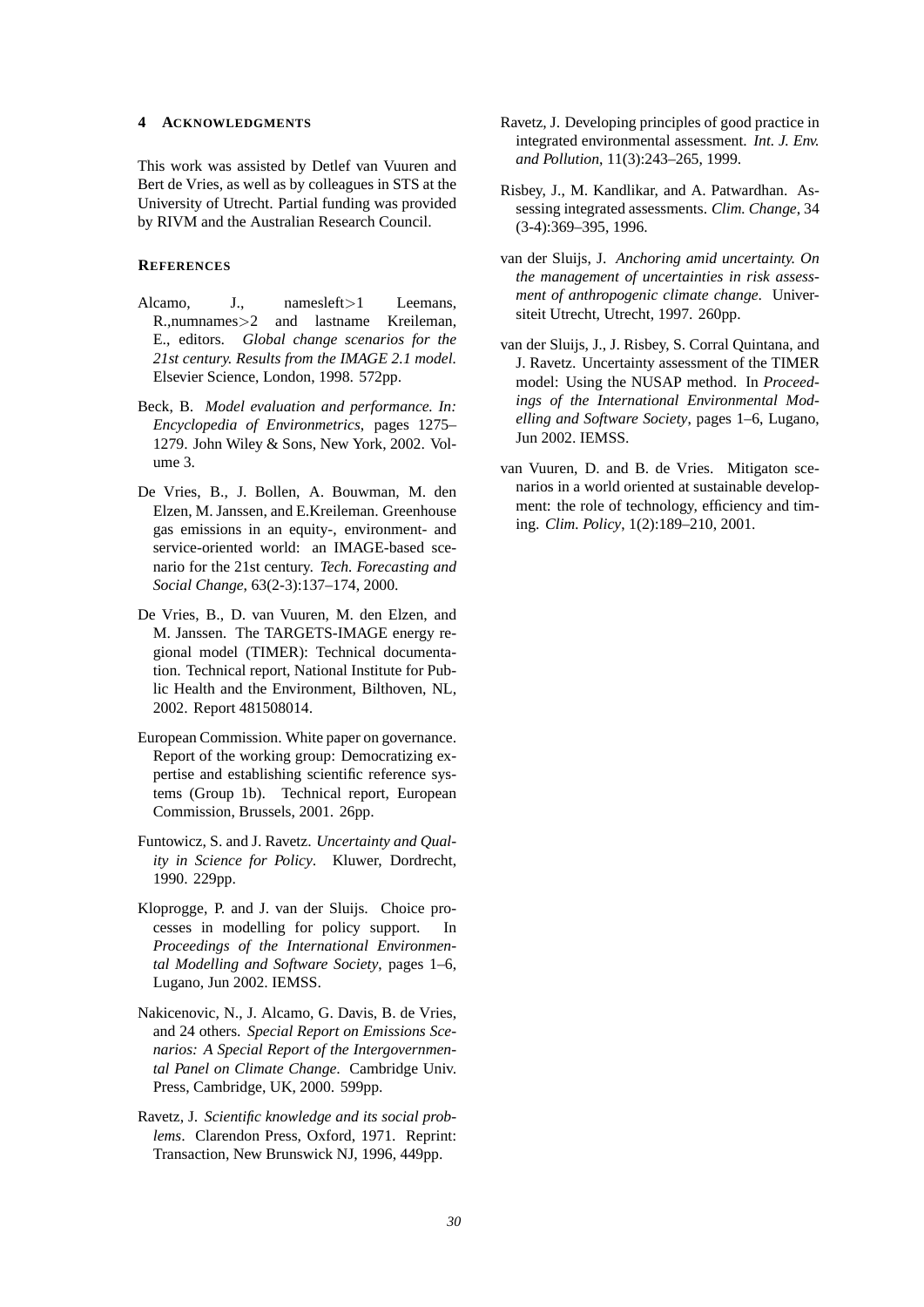## 4 Acknowledgments

This work was assisted by Detlef van Vuuren and Bert de Vries, as well as by colleagues in STS at the University of Utrecht. Partial funding was provided by RIVM and the Australian Research Council.

## References

Alcamo, J., namesleft>1 Leemans, R.,numnames>2 and lastname Kreileman, E., editors. *Global change scenarios for the 21st century. Results from the IMAGE 2.1 model*. Elsevier Science, London, 1998. 572pp.

Beck, B. *Model evaluation and performance. In: Encyclopedia of Environmetrics*, pages 1275–1279. John Wiley & Sons, New York, 2002. Volume 3.

De Vries, B., J. Bollen, A. Bouwman, M. den Elzen, M. Janssen, and E.Kreileman. Greenhouse gas emissions in an equity-, environment- and service-oriented world: an IMAGE-based scenario for the 21st century. *Tech. Forecasting and Social Change*, 63(2-3):137–174, 2000.

De Vries, B., D. van Vuuren, M. den Elzen, and M. Janssen. The TARGETS-IMAGE energy regional model (TIMER): Technical documentation. Technical report, National Institute for Public Health and the Environment, Bilthoven, NL, 2002. Report 481508014.

European Commission. White paper on governance. Report of the working group: Democratizing expertise and establishing scientific reference systems (Group 1b). Technical report, European Commission, Brussels, 2001. 26pp.

Funtowicz, S. and J. Ravetz. *Uncertainty and Quality in Science for Policy*. Kluwer, Dordrecht, 1990. 229pp.

Kloprogge, P. and J. van der Sluijs. Choice processes in modelling for policy support. In *Proceedings of the International Environmental Modelling and Software Society*, pages 1–6, Lugano, Jun 2002. IEMSS.

Nakicenovic, N., J. Alcamo, G. Davis, B. de Vries, and 24 others. *Special Report on Emissions Scenarios: A Special Report of the Intergovernmental Panel on Climate Change*. Cambridge Univ. Press, Cambridge, UK, 2000. 599pp.

Ravetz, J. *Scientific knowledge and its social problems*. Clarendon Press, Oxford, 1971. Reprint: Transaction, New Brunswick NJ, 1996, 449pp.

Ravetz, J. Developing principles of good practice in integrated environmental assessment. *Int. J. Env. and Pollution*, 11(3):243–265, 1999.

Risbey, J., M. Kandlikar, and A. Patwardhan. Assessing integrated assessments. *Clim. Change*, 34 (3-4):369–395, 1996.

van der Sluijs, J. *Anchoring amid uncertainty. On the management of uncertainties in risk assessment of anthropogenic climate change*. Universiteit Utrecht, Utrecht, 1997. 260pp.

van der Sluijs, J., J. Risbey, S. Corral Quintana, and J. Ravetz. Uncertainty assessment of the TIMER model: Using the NUSAP method. In *Proceedings of the International Environmental Modelling and Software Society*, pages 1–6, Lugano, Jun 2002. IEMSS.

van Vuuren, D. and B. de Vries. Mitigaton scenarios in a world oriented at sustainable development: the role of technology, efficiency and timing. *Clim. Policy*, 1(2):189–210, 2001.